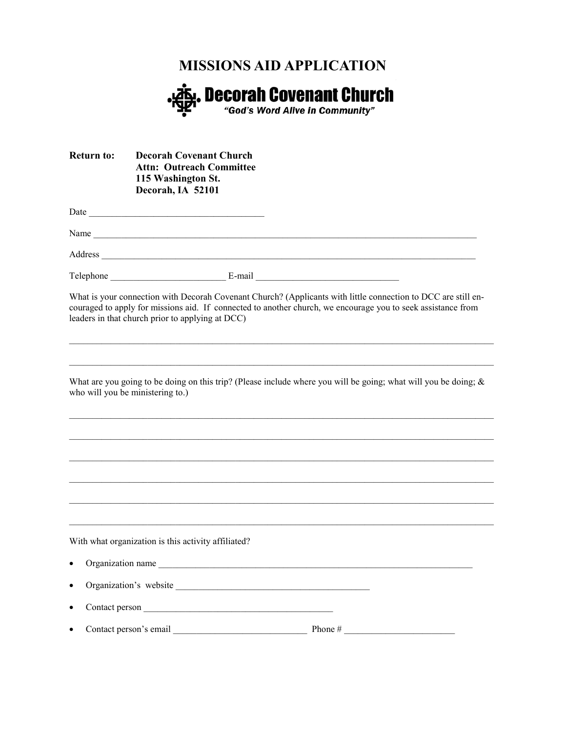# MISSIONS AID APPLICATION

**Decorah Covenant Church**

*"God's Word Alive in Community"*

**Return to:** **Decorah Covenant Church**
**Attn: Outreach Committee**
**115 Washington St.**
**Decorah, IA 52101**

Date ______________________________________

Name ______________________________________________________________________________________

Address ____________________________________________________________________________________

Telephone _________________________ E-mail _______________________________

What is your connection with Decorah Covenant Church? (Applicants with little connection to DCC are still encouraged to apply for missions aid. If connected to another church, we encourage you to seek assistance from leaders in that church prior to applying at DCC)

_____________________________________________________________________________________________

_____________________________________________________________________________________________

What are you going to be doing on this trip? (Please include where you will be going; what will you be doing; & who will you be ministering to.)

_____________________________________________________________________________________________

_____________________________________________________________________________________________

_____________________________________________________________________________________________

_____________________________________________________________________________________________

_____________________________________________________________________________________________

_____________________________________________________________________________________________

With what organization is this activity affiliated?

- Organization name ____________________________________________________________________
- Organization's website __________________________________________
- Contact person __________________________________________
- Contact person's email _____________________________ Phone # ________________________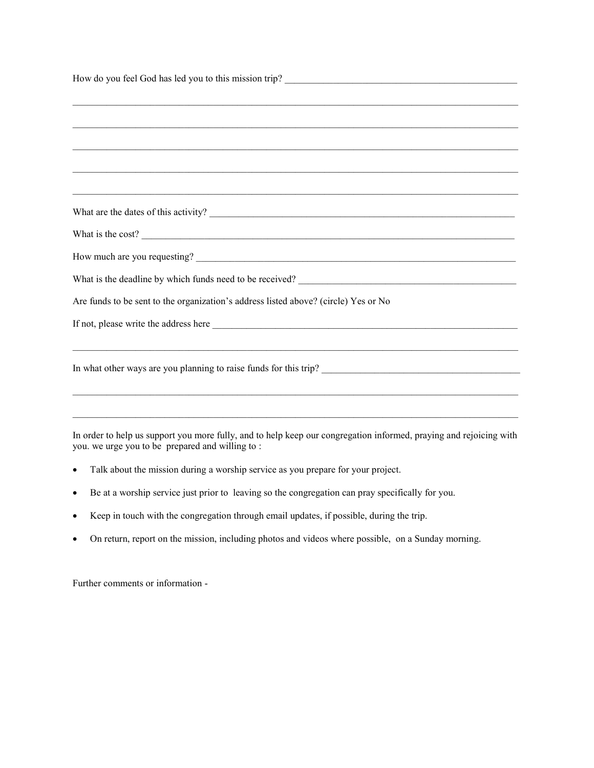How do you feel God has led you to this mission trip? ___________________________________________________

_____________________________________________________________________________________________

_____________________________________________________________________________________________

_____________________________________________________________________________________________

_____________________________________________________________________________________________

_____________________________________________________________________________________________

What are the dates of this activity? ____________________________________________________________________

What is the cost? ______________________________________________________________________________

How much are you requesting? ________________________________________________________________________

What is the deadline by which funds need to be received? _______________________________________________

Are funds to be sent to the organization's address listed above? (circle) Yes or No

If not, please write the address here ____________________________________________________________________

_____________________________________________________________________________________________

In what other ways are you planning to raise funds for this trip? ______________________________________________

_____________________________________________________________________________________________

_____________________________________________________________________________________________

In order to help us support you more fully, and to help keep our congregation informed, praying and rejoicing with you. we urge you to be prepared and willing to :

- Talk about the mission during a worship service as you prepare for your project.
- Be at a worship service just prior to leaving so the congregation can pray specifically for you.
- Keep in touch with the congregation through email updates, if possible, during the trip.
- On return, report on the mission, including photos and videos where possible, on a Sunday morning.

Further comments or information -